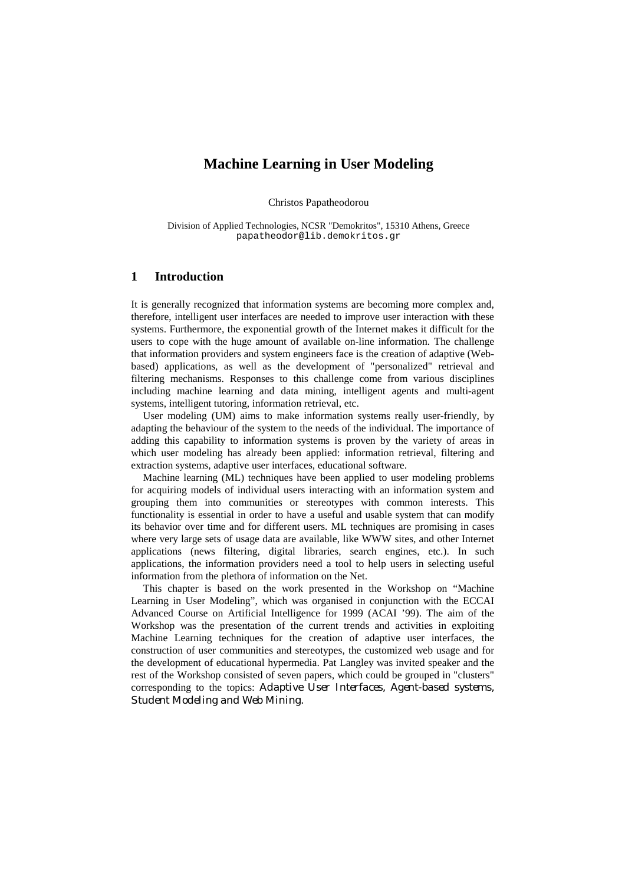# Machine Learning in User Modeling

Christos Papatheodorou

Division of Applied Technologies, NCSR "Demokritos", 15310 Athens, Greece
papatheodor@lib.demokritos.gr

## 1 Introduction

It is generally recognized that information systems are becoming more complex and, therefore, intelligent user interfaces are needed to improve user interaction with these systems. Furthermore, the exponential growth of the Internet makes it difficult for the users to cope with the huge amount of available on-line information. The challenge that information providers and system engineers face is the creation of adaptive (Web-based) applications, as well as the development of "personalized" retrieval and filtering mechanisms. Responses to this challenge come from various disciplines including machine learning and data mining, intelligent agents and multi-agent systems, intelligent tutoring, information retrieval, etc.

User modeling (UM) aims to make information systems really user-friendly, by adapting the behaviour of the system to the needs of the individual. The importance of adding this capability to information systems is proven by the variety of areas in which user modeling has already been applied: information retrieval, filtering and extraction systems, adaptive user interfaces, educational software.

Machine learning (ML) techniques have been applied to user modeling problems for acquiring models of individual users interacting with an information system and grouping them into communities or stereotypes with common interests. This functionality is essential in order to have a useful and usable system that can modify its behavior over time and for different users. ML techniques are promising in cases where very large sets of usage data are available, like WWW sites, and other Internet applications (news filtering, digital libraries, search engines, etc.). In such applications, the information providers need a tool to help users in selecting useful information from the plethora of information on the Net.

This chapter is based on the work presented in the Workshop on "Machine Learning in User Modeling", which was organised in conjunction with the ECCAI Advanced Course on Artificial Intelligence for 1999 (ACAI '99). The aim of the Workshop was the presentation of the current trends and activities in exploiting Machine Learning techniques for the creation of adaptive user interfaces, the construction of user communities and stereotypes, the customized web usage and for the development of educational hypermedia. Pat Langley was invited speaker and the rest of the Workshop consisted of seven papers, which could be grouped in "clusters" corresponding to the topics: *Adaptive User Interfaces, Agent-based systems, Student Modeling and Web Mining*.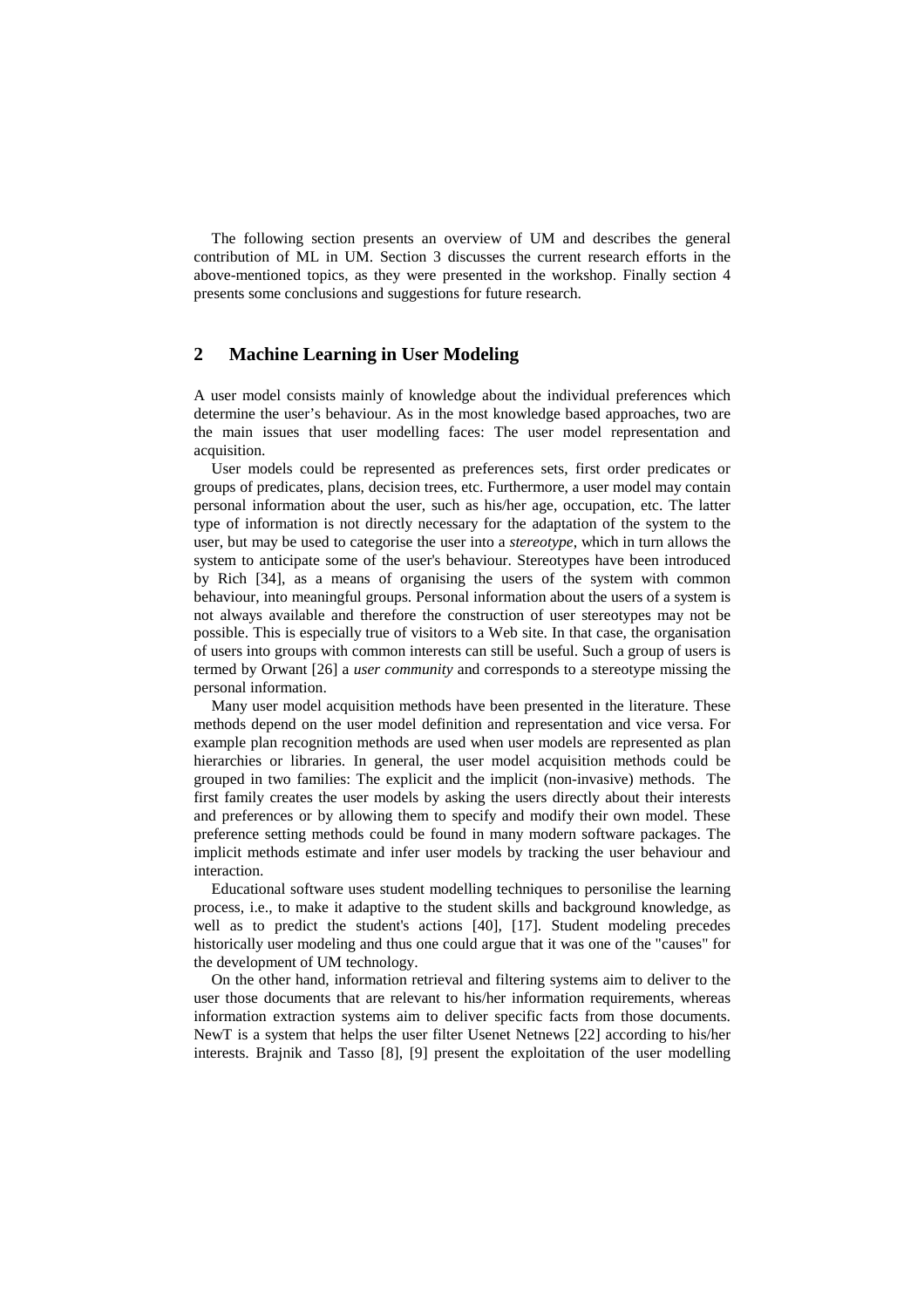The following section presents an overview of UM and describes the general contribution of ML in UM. Section 3 discusses the current research efforts in the above-mentioned topics, as they were presented in the workshop. Finally section 4 presents some conclusions and suggestions for future research.

## 2 Machine Learning in User Modeling

A user model consists mainly of knowledge about the individual preferences which determine the user's behaviour. As in the most knowledge based approaches, two are the main issues that user modelling faces: The user model representation and acquisition.

User models could be represented as preferences sets, first order predicates or groups of predicates, plans, decision trees, etc. Furthermore, a user model may contain personal information about the user, such as his/her age, occupation, etc. The latter type of information is not directly necessary for the adaptation of the system to the user, but may be used to categorise the user into a *stereotype*, which in turn allows the system to anticipate some of the user's behaviour. Stereotypes have been introduced by Rich [34], as a means of organising the users of the system with common behaviour, into meaningful groups. Personal information about the users of a system is not always available and therefore the construction of user stereotypes may not be possible. This is especially true of visitors to a Web site. In that case, the organisation of users into groups with common interests can still be useful. Such a group of users is termed by Orwant [26] a *user community* and corresponds to a stereotype missing the personal information.

Many user model acquisition methods have been presented in the literature. These methods depend on the user model definition and representation and vice versa. For example plan recognition methods are used when user models are represented as plan hierarchies or libraries. In general, the user model acquisition methods could be grouped in two families: The explicit and the implicit (non-invasive) methods. The first family creates the user models by asking the users directly about their interests and preferences or by allowing them to specify and modify their own model. These preference setting methods could be found in many modern software packages. The implicit methods estimate and infer user models by tracking the user behaviour and interaction.

Educational software uses student modelling techniques to personilise the learning process, i.e., to make it adaptive to the student skills and background knowledge, as well as to predict the student's actions [40], [17]. Student modeling precedes historically user modeling and thus one could argue that it was one of the "causes" for the development of UM technology.

On the other hand, information retrieval and filtering systems aim to deliver to the user those documents that are relevant to his/her information requirements, whereas information extraction systems aim to deliver specific facts from those documents. NewT is a system that helps the user filter Usenet Netnews [22] according to his/her interests. Brajnik and Tasso [8], [9] present the exploitation of the user modelling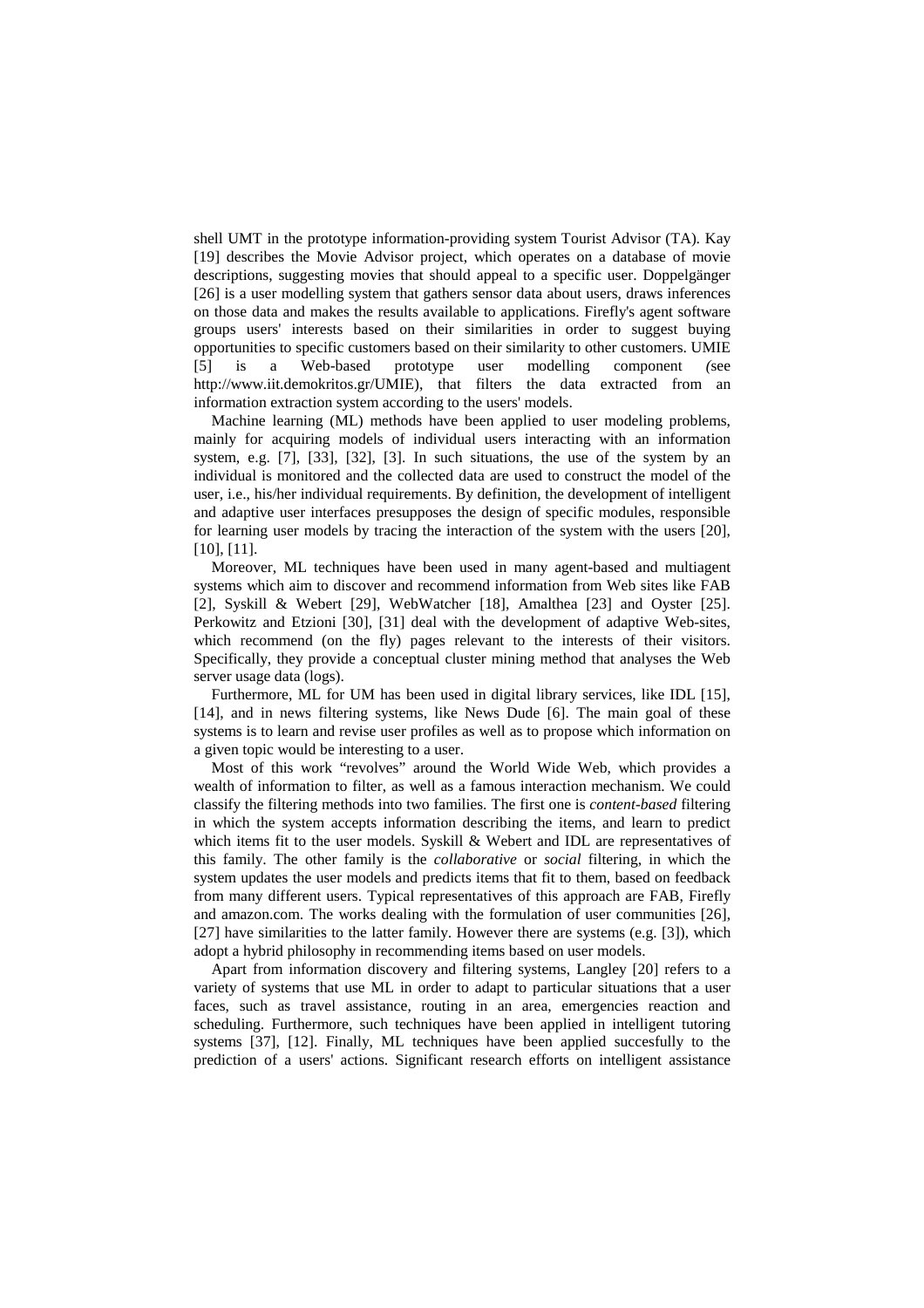shell UMT in the prototype information-providing system Tourist Advisor (TA). Kay [19] describes the Movie Advisor project, which operates on a database of movie descriptions, suggesting movies that should appeal to a specific user. Doppelgänger [26] is a user modelling system that gathers sensor data about users, draws inferences on those data and makes the results available to applications. Firefly's agent software groups users' interests based on their similarities in order to suggest buying opportunities to specific customers based on their similarity to other customers. UMIE [5] is a Web-based prototype user modelling component (see http://www.iit.demokritos.gr/UMIE), that filters the data extracted from an information extraction system according to the users' models.

Machine learning (ML) methods have been applied to user modeling problems, mainly for acquiring models of individual users interacting with an information system, e.g. [7], [33], [32], [3]. In such situations, the use of the system by an individual is monitored and the collected data are used to construct the model of the user, i.e., his/her individual requirements. By definition, the development of intelligent and adaptive user interfaces presupposes the design of specific modules, responsible for learning user models by tracing the interaction of the system with the users [20], [10], [11].

Moreover, ML techniques have been used in many agent-based and multiagent systems which aim to discover and recommend information from Web sites like FAB [2], Syskill & Webert [29], WebWatcher [18], Amalthea [23] and Oyster [25]. Perkowitz and Etzioni [30], [31] deal with the development of adaptive Web-sites, which recommend (on the fly) pages relevant to the interests of their visitors. Specifically, they provide a conceptual cluster mining method that analyses the Web server usage data (logs).

Furthermore, ML for UM has been used in digital library services, like IDL [15], [14], and in news filtering systems, like News Dude [6]. The main goal of these systems is to learn and revise user profiles as well as to propose which information on a given topic would be interesting to a user.

Most of this work "revolves" around the World Wide Web, which provides a wealth of information to filter, as well as a famous interaction mechanism. We could classify the filtering methods into two families. The first one is *content-based* filtering in which the system accepts information describing the items, and learn to predict which items fit to the user models. Syskill & Webert and IDL are representatives of this family. The other family is the *collaborative* or *social* filtering, in which the system updates the user models and predicts items that fit to them, based on feedback from many different users. Typical representatives of this approach are FAB, Firefly and amazon.com. The works dealing with the formulation of user communities [26], [27] have similarities to the latter family. However there are systems (e.g. [3]), which adopt a hybrid philosophy in recommending items based on user models.

Apart from information discovery and filtering systems, Langley [20] refers to a variety of systems that use ML in order to adapt to particular situations that a user faces, such as travel assistance, routing in an area, emergencies reaction and scheduling. Furthermore, such techniques have been applied in intelligent tutoring systems [37], [12]. Finally, ML techniques have been applied succesfully to the prediction of a users' actions. Significant research efforts on intelligent assistance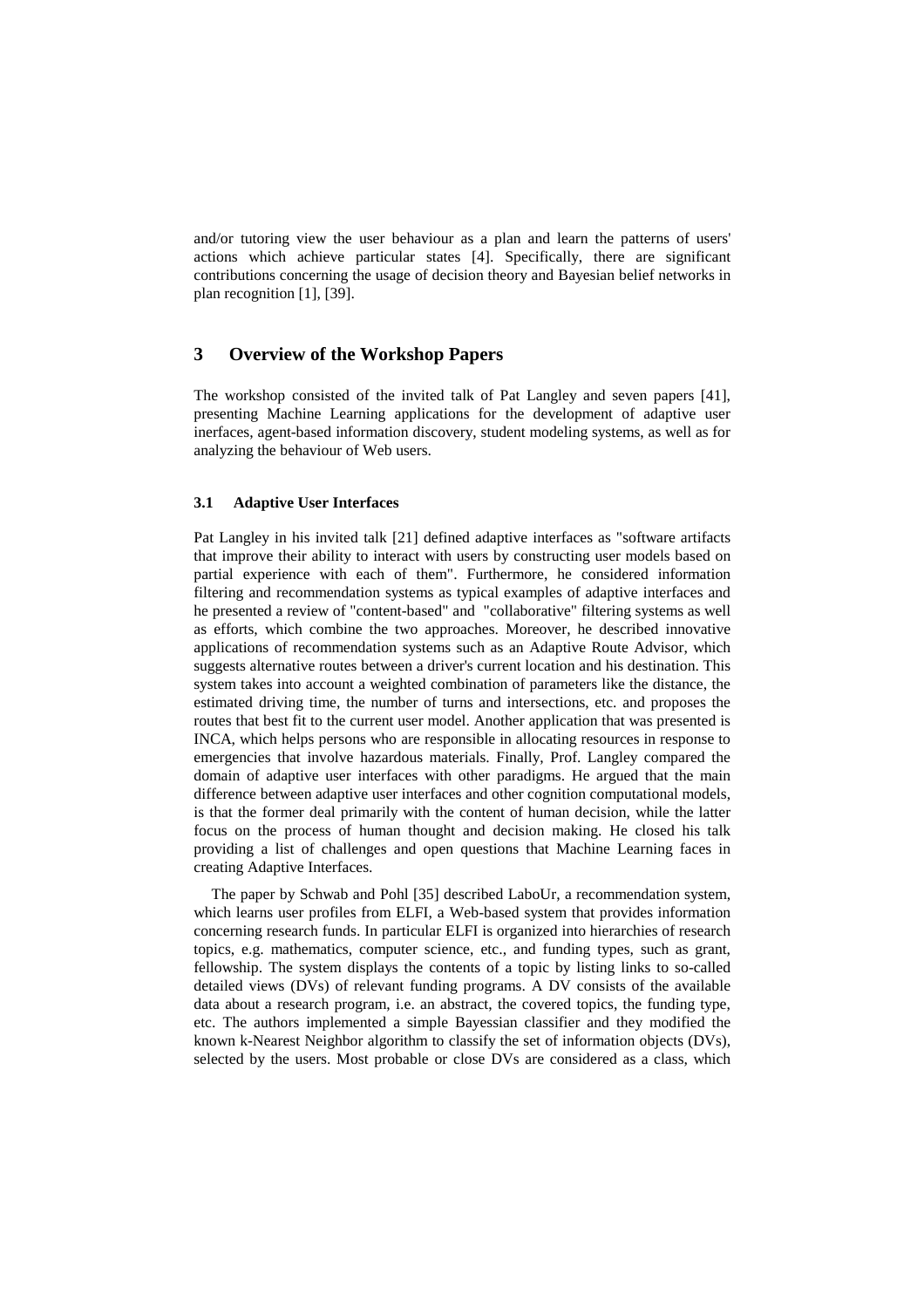and/or tutoring view the user behaviour as a plan and learn the patterns of users' actions which achieve particular states [4]. Specifically, there are significant contributions concerning the usage of decision theory and Bayesian belief networks in plan recognition [1], [39].

## 3 Overview of the Workshop Papers

The workshop consisted of the invited talk of Pat Langley and seven papers [41], presenting Machine Learning applications for the development of adaptive user inerfaces, agent-based information discovery, student modeling systems, as well as for analyzing the behaviour of Web users.

### 3.1 Adaptive User Interfaces

Pat Langley in his invited talk [21] defined adaptive interfaces as "software artifacts that improve their ability to interact with users by constructing user models based on partial experience with each of them". Furthermore, he considered information filtering and recommendation systems as typical examples of adaptive interfaces and he presented a review of "content-based" and "collaborative" filtering systems as well as efforts, which combine the two approaches. Moreover, he described innovative applications of recommendation systems such as an Adaptive Route Advisor, which suggests alternative routes between a driver's current location and his destination. This system takes into account a weighted combination of parameters like the distance, the estimated driving time, the number of turns and intersections, etc. and proposes the routes that best fit to the current user model. Another application that was presented is INCA, which helps persons who are responsible in allocating resources in response to emergencies that involve hazardous materials. Finally, Prof. Langley compared the domain of adaptive user interfaces with other paradigms. He argued that the main difference between adaptive user interfaces and other cognition computational models, is that the former deal primarily with the content of human decision, while the latter focus on the process of human thought and decision making. He closed his talk providing a list of challenges and open questions that Machine Learning faces in creating Adaptive Interfaces.

The paper by Schwab and Pohl [35] described LaboUr, a recommendation system, which learns user profiles from ELFI, a Web-based system that provides information concerning research funds. In particular ELFI is organized into hierarchies of research topics, e.g. mathematics, computer science, etc., and funding types, such as grant, fellowship. The system displays the contents of a topic by listing links to so-called detailed views (DVs) of relevant funding programs. A DV consists of the available data about a research program, i.e. an abstract, the covered topics, the funding type, etc. The authors implemented a simple Bayessian classifier and they modified the known k-Nearest Neighbor algorithm to classify the set of information objects (DVs), selected by the users. Most probable or close DVs are considered as a class, which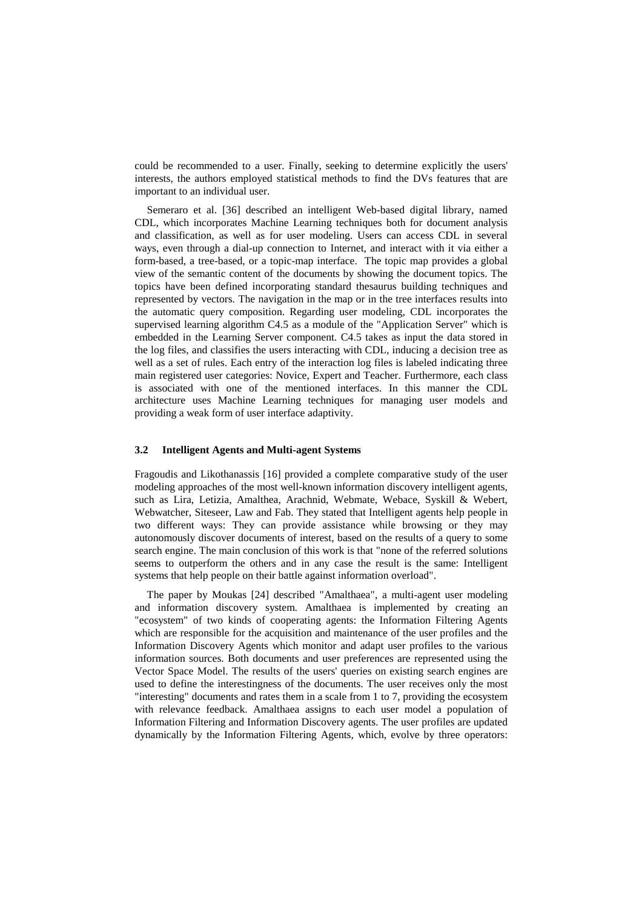could be recommended to a user. Finally, seeking to determine explicitly the users' interests, the authors employed statistical methods to find the DVs features that are important to an individual user.

Semeraro et al. [36] described an intelligent Web-based digital library, named CDL, which incorporates Machine Learning techniques both for document analysis and classification, as well as for user modeling. Users can access CDL in several ways, even through a dial-up connection to Internet, and interact with it via either a form-based, a tree-based, or a topic-map interface. The topic map provides a global view of the semantic content of the documents by showing the document topics. The topics have been defined incorporating standard thesaurus building techniques and represented by vectors. The navigation in the map or in the tree interfaces results into the automatic query composition. Regarding user modeling, CDL incorporates the supervised learning algorithm C4.5 as a module of the "Application Server" which is embedded in the Learning Server component. C4.5 takes as input the data stored in the log files, and classifies the users interacting with CDL, inducing a decision tree as well as a set of rules. Each entry of the interaction log files is labeled indicating three main registered user categories: Novice, Expert and Teacher. Furthermore, each class is associated with one of the mentioned interfaces. In this manner the CDL architecture uses Machine Learning techniques for managing user models and providing a weak form of user interface adaptivity.

### 3.2 Intelligent Agents and Multi-agent Systems

Fragoudis and Likothanassis [16] provided a complete comparative study of the user modeling approaches of the most well-known information discovery intelligent agents, such as Lira, Letizia, Amalthea, Arachnid, Webmate, Webace, Syskill & Webert, Webwatcher, Siteseer, Law and Fab. They stated that Intelligent agents help people in two different ways: They can provide assistance while browsing or they may autonomously discover documents of interest, based on the results of a query to some search engine. The main conclusion of this work is that "none of the referred solutions seems to outperform the others and in any case the result is the same: Intelligent systems that help people on their battle against information overload".

The paper by Moukas [24] described "Amalthaea", a multi-agent user modeling and information discovery system. Amalthaea is implemented by creating an "ecosystem" of two kinds of cooperating agents: the Information Filtering Agents which are responsible for the acquisition and maintenance of the user profiles and the Information Discovery Agents which monitor and adapt user profiles to the various information sources. Both documents and user preferences are represented using the Vector Space Model. The results of the users' queries on existing search engines are used to define the interestingness of the documents. The user receives only the most "interesting" documents and rates them in a scale from 1 to 7, providing the ecosystem with relevance feedback. Amalthaea assigns to each user model a population of Information Filtering and Information Discovery agents. The user profiles are updated dynamically by the Information Filtering Agents, which, evolve by three operators: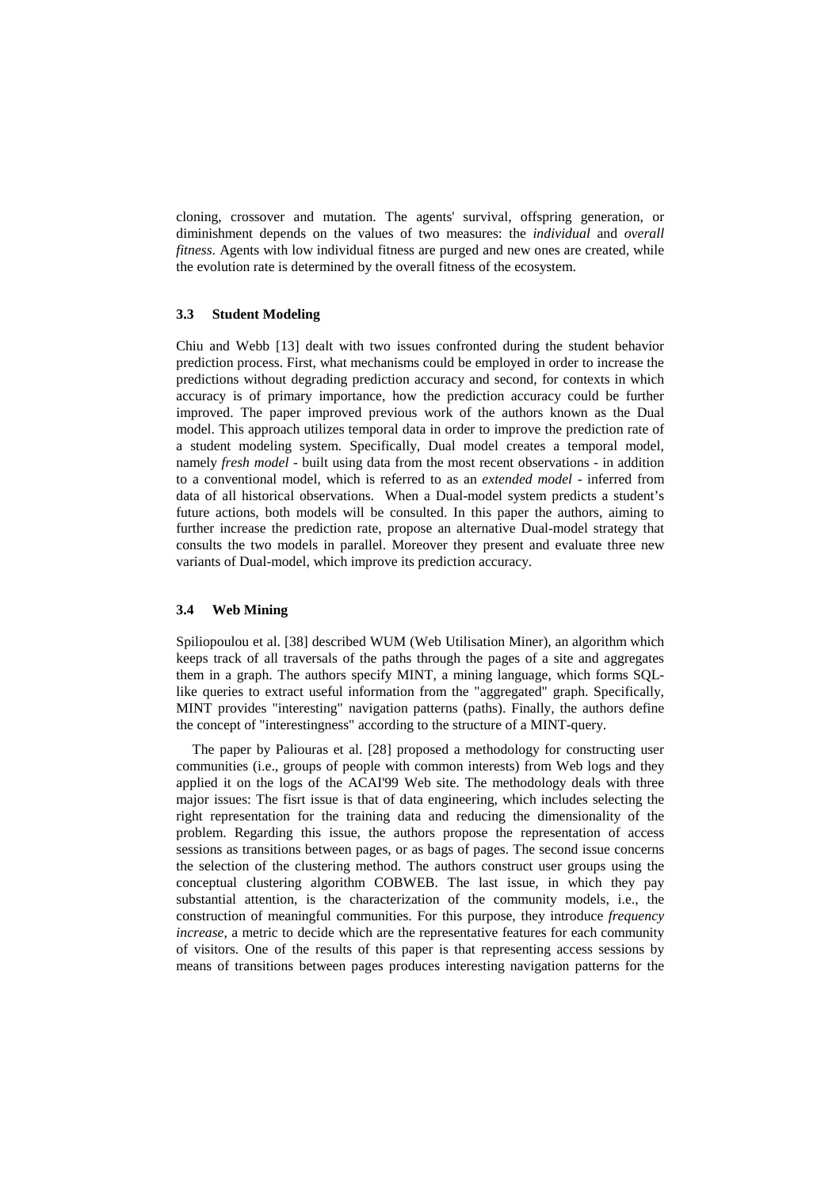cloning, crossover and mutation. The agents' survival, offspring generation, or diminishment depends on the values of two measures: the *individual* and *overall fitness*. Agents with low individual fitness are purged and new ones are created, while the evolution rate is determined by the overall fitness of the ecosystem.

### 3.3 Student Modeling

Chiu and Webb [13] dealt with two issues confronted during the student behavior prediction process. First, what mechanisms could be employed in order to increase the predictions without degrading prediction accuracy and second, for contexts in which accuracy is of primary importance, how the prediction accuracy could be further improved. The paper improved previous work of the authors known as the Dual model. This approach utilizes temporal data in order to improve the prediction rate of a student modeling system. Specifically, Dual model creates a temporal model, namely *fresh model* - built using data from the most recent observations - in addition to a conventional model, which is referred to as an *extended model* - inferred from data of all historical observations. When a Dual-model system predicts a student's future actions, both models will be consulted. In this paper the authors, aiming to further increase the prediction rate, propose an alternative Dual-model strategy that consults the two models in parallel. Moreover they present and evaluate three new variants of Dual-model, which improve its prediction accuracy.

### 3.4 Web Mining

Spiliopoulou et al. [38] described WUM (Web Utilisation Miner), an algorithm which keeps track of all traversals of the paths through the pages of a site and aggregates them in a graph. The authors specify MINT, a mining language, which forms SQL-like queries to extract useful information from the "aggregated" graph. Specifically, MINT provides "interesting" navigation patterns (paths). Finally, the authors define the concept of "interestingness" according to the structure of a MINT-query.

The paper by Paliouras et al. [28] proposed a methodology for constructing user communities (i.e., groups of people with common interests) from Web logs and they applied it on the logs of the ACAI'99 Web site. The methodology deals with three major issues: The fisrt issue is that of data engineering, which includes selecting the right representation for the training data and reducing the dimensionality of the problem. Regarding this issue, the authors propose the representation of access sessions as transitions between pages, or as bags of pages. The second issue concerns the selection of the clustering method. The authors construct user groups using the conceptual clustering algorithm COBWEB. The last issue, in which they pay substantial attention, is the characterization of the community models, i.e., the construction of meaningful communities. For this purpose, they introduce *frequency increase*, a metric to decide which are the representative features for each community of visitors. One of the results of this paper is that representing access sessions by means of transitions between pages produces interesting navigation patterns for the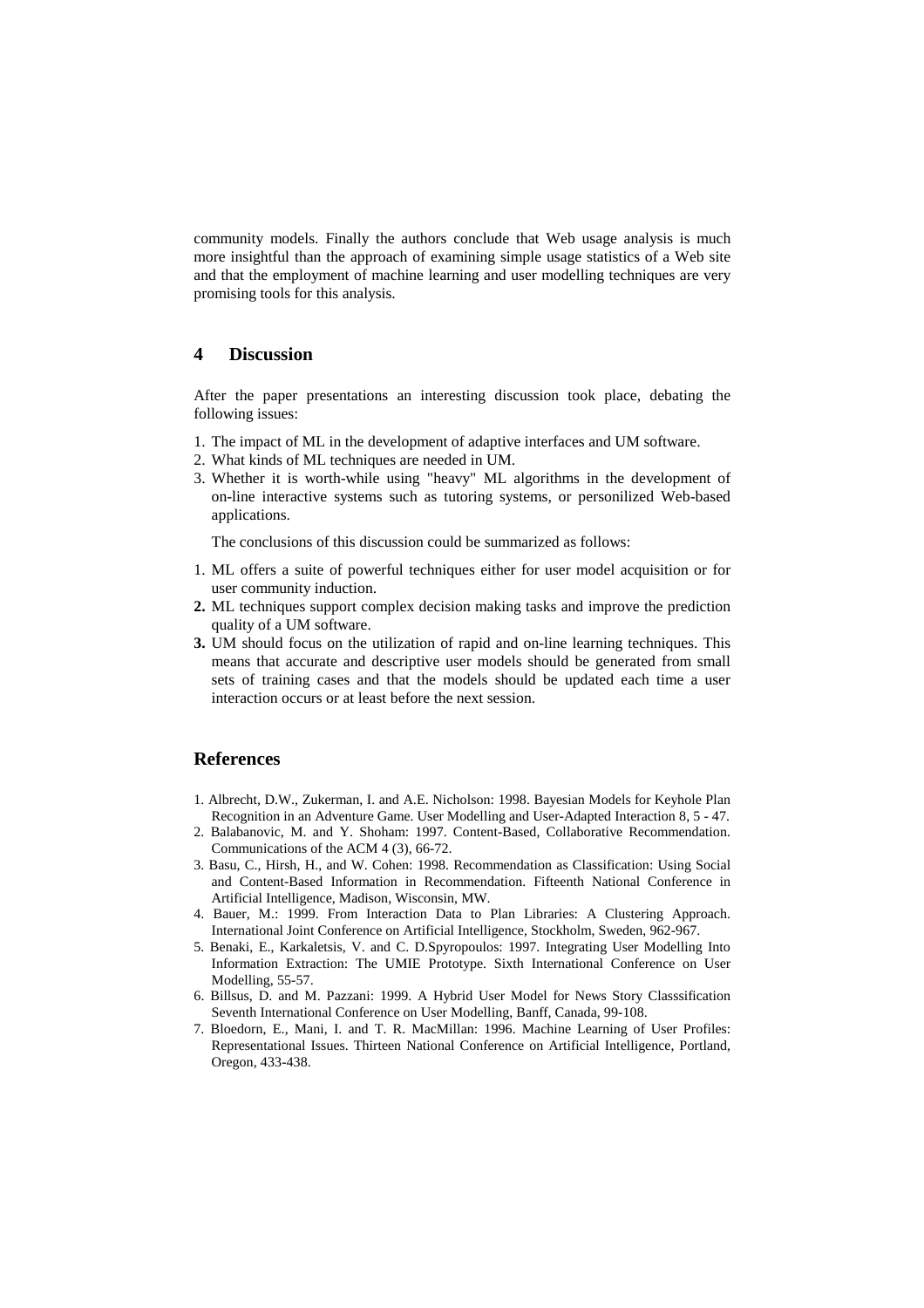community models. Finally the authors conclude that Web usage analysis is much more insightful than the approach of examining simple usage statistics of a Web site and that the employment of machine learning and user modelling techniques are very promising tools for this analysis.

## 4 Discussion

After the paper presentations an interesting discussion took place, debating the following issues:

1. The impact of ML in the development of adaptive interfaces and UM software.
2. What kinds of ML techniques are needed in UM.
3. Whether it is worth-while using "heavy" ML algorithms in the development of on-line interactive systems such as tutoring systems, or personilized Web-based applications.

The conclusions of this discussion could be summarized as follows:

1. ML offers a suite of powerful techniques either for user model acquisition or for user community induction.
2. ML techniques support complex decision making tasks and improve the prediction quality of a UM software.
3. UM should focus on the utilization of rapid and on-line learning techniques. This means that accurate and descriptive user models should be generated from small sets of training cases and that the models should be updated each time a user interaction occurs or at least before the next session.

## References

1. Albrecht, D.W., Zukerman, I. and A.E. Nicholson: 1998. Bayesian Models for Keyhole Plan Recognition in an Adventure Game. User Modelling and User-Adapted Interaction 8, 5 - 47.
2. Balabanovic, M. and Y. Shoham: 1997. Content-Based, Collaborative Recommendation. Communications of the ACM 4 (3), 66-72.
3. Basu, C., Hirsh, H., and W. Cohen: 1998. Recommendation as Classification: Using Social and Content-Based Information in Recommendation. Fifteenth National Conference in Artificial Intelligence, Madison, Wisconsin, MW.
4. Bauer, M.: 1999. From Interaction Data to Plan Libraries: A Clustering Approach. International Joint Conference on Artificial Intelligence, Stockholm, Sweden, 962-967.
5. Benaki, E., Karkaletsis, V. and C. D.Spyropoulos: 1997. Integrating User Modelling Into Information Extraction: The UMIE Prototype. Sixth International Conference on User Modelling, 55-57.
6. Billsus, D. and M. Pazzani: 1999. A Hybrid User Model for News Story Classsification Seventh International Conference on User Modelling, Banff, Canada, 99-108.
7. Bloedorn, E., Mani, I. and T. R. MacMillan: 1996. Machine Learning of User Profiles: Representational Issues. Thirteen National Conference on Artificial Intelligence, Portland, Oregon, 433-438.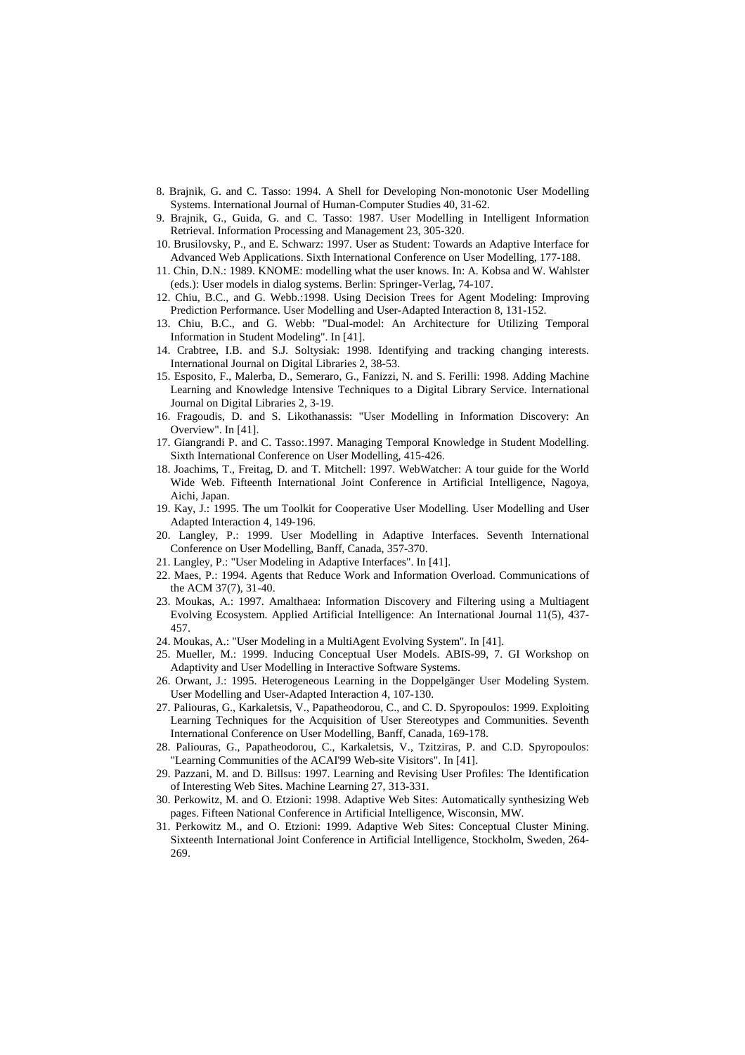8. Brajnik, G. and C. Tasso: 1994. A Shell for Developing Non-monotonic User Modelling Systems. International Journal of Human-Computer Studies 40, 31-62.
9. Brajnik, G., Guida, G. and C. Tasso: 1987. User Modelling in Intelligent Information Retrieval. Information Processing and Management 23, 305-320.
10. Brusilovsky, P., and E. Schwarz: 1997. User as Student: Towards an Adaptive Interface for Advanced Web Applications. Sixth International Conference on User Modelling, 177-188.
11. Chin, D.N.: 1989. KNOME: modelling what the user knows. In: A. Kobsa and W. Wahlster (eds.): User models in dialog systems. Berlin: Springer-Verlag, 74-107.
12. Chiu, B.C., and G. Webb.:1998. Using Decision Trees for Agent Modeling: Improving Prediction Performance. User Modelling and User-Adapted Interaction 8, 131-152.
13. Chiu, B.C., and G. Webb: "Dual-model: An Architecture for Utilizing Temporal Information in Student Modeling". In [41].
14. Crabtree, I.B. and S.J. Soltysiak: 1998. Identifying and tracking changing interests. International Journal on Digital Libraries 2, 38-53.
15. Esposito, F., Malerba, D., Semeraro, G., Fanizzi, N. and S. Ferilli: 1998. Adding Machine Learning and Knowledge Intensive Techniques to a Digital Library Service. International Journal on Digital Libraries 2, 3-19.
16. Fragoudis, D. and S. Likothanassis: "User Modelling in Information Discovery: An Overview". In [41].
17. Giangrandi P. and C. Tasso:.1997. Managing Temporal Knowledge in Student Modelling. Sixth International Conference on User Modelling, 415-426.
18. Joachims, T., Freitag, D. and T. Mitchell: 1997. WebWatcher: A tour guide for the World Wide Web. Fifteenth International Joint Conference in Artificial Intelligence, Nagoya, Aichi, Japan.
19. Kay, J.: 1995. The um Toolkit for Cooperative User Modelling. User Modelling and User Adapted Interaction 4, 149-196.
20. Langley, P.: 1999. User Modelling in Adaptive Interfaces. Seventh International Conference on User Modelling, Banff, Canada, 357-370.
21. Langley, P.: "User Modeling in Adaptive Interfaces". In [41].
22. Maes, P.: 1994. Agents that Reduce Work and Information Overload. Communications of the ACM 37(7), 31-40.
23. Moukas, A.: 1997. Amalthaea: Information Discovery and Filtering using a Multiagent Evolving Ecosystem. Applied Artificial Intelligence: An International Journal 11(5), 437-457.
24. Moukas, A.: "User Modeling in a MultiAgent Evolving System". In [41].
25. Mueller, M.: 1999. Inducing Conceptual User Models. ABIS-99, 7. GI Workshop on Adaptivity and User Modelling in Interactive Software Systems.
26. Orwant, J.: 1995. Heterogeneous Learning in the Doppelgänger User Modeling System. User Modelling and User-Adapted Interaction 4, 107-130.
27. Paliouras, G., Karkaletsis, V., Papatheodorou, C., and C. D. Spyropoulos: 1999. Exploiting Learning Techniques for the Acquisition of User Stereotypes and Communities. Seventh International Conference on User Modelling, Banff, Canada, 169-178.
28. Paliouras, G., Papatheodorou, C., Karkaletsis, V., Tzitziras, P. and C.D. Spyropoulos: "Learning Communities of the ACAI'99 Web-site Visitors". In [41].
29. Pazzani, M. and D. Billsus: 1997. Learning and Revising User Profiles: The Identification of Interesting Web Sites. Machine Learning 27, 313-331.
30. Perkowitz, M. and O. Etzioni: 1998. Adaptive Web Sites: Automatically synthesizing Web pages. Fifteen National Conference in Artificial Intelligence, Wisconsin, MW.
31. Perkowitz M., and O. Etzioni: 1999. Adaptive Web Sites: Conceptual Cluster Mining. Sixteenth International Joint Conference in Artificial Intelligence, Stockholm, Sweden, 264-269.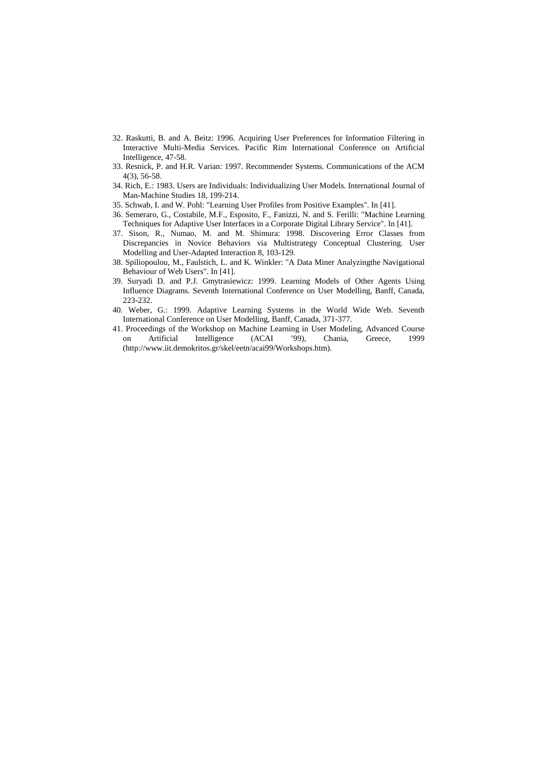32. Raskutti, B. and A. Beitz: 1996. Acquiring User Preferences for Information Filtering in Interactive Multi-Media Services. Pacific Rim International Conference on Artificial Intelligence, 47-58.
33. Resnick, P. and H.R. Varian: 1997. Recommender Systems. Communications of the ACM 4(3), 56-58.
34. Rich, E.: 1983. Users are Individuals: Individualizing User Models. International Journal of Man-Machine Studies 18, 199-214.
35. Schwab, I. and W. Pohl: "Learning User Profiles from Positive Examples". In [41].
36. Semeraro, G., Costabile, M.F., Esposito, F., Fanizzi, N. and S. Ferilli: "Machine Learning Techniques for Adaptive User Interfaces in a Corporate Digital Library Service". In [41].
37. Sison, R., Numao, M. and M. Shimura: 1998. Discovering Error Classes from Discrepancies in Novice Behaviors via Multistrategy Conceptual Clustering. User Modelling and User-Adapted Interaction 8, 103-129.
38. Spiliopoulou, M., Faulstich, L. and K. Winkler: "A Data Miner Analyzingthe Navigational Behaviour of Web Users". In [41].
39. Suryadi D. and P.J. Gmytrasiewicz: 1999. Learning Models of Other Agents Using Influence Diagrams. Seventh International Conference on User Modelling, Banff, Canada, 223-232.
40. Weber, G.: 1999. Adaptive Learning Systems in the World Wide Web. Seventh International Conference on User Modelling, Banff, Canada, 371-377.
41. Proceedings of the Workshop on Machine Learning in User Modeling, Advanced Course on Artificial Intelligence (ACAI '99), Chania, Greece, 1999 (http://www.iit.demokritos.gr/skel/eetn/acai99/Workshops.htm).